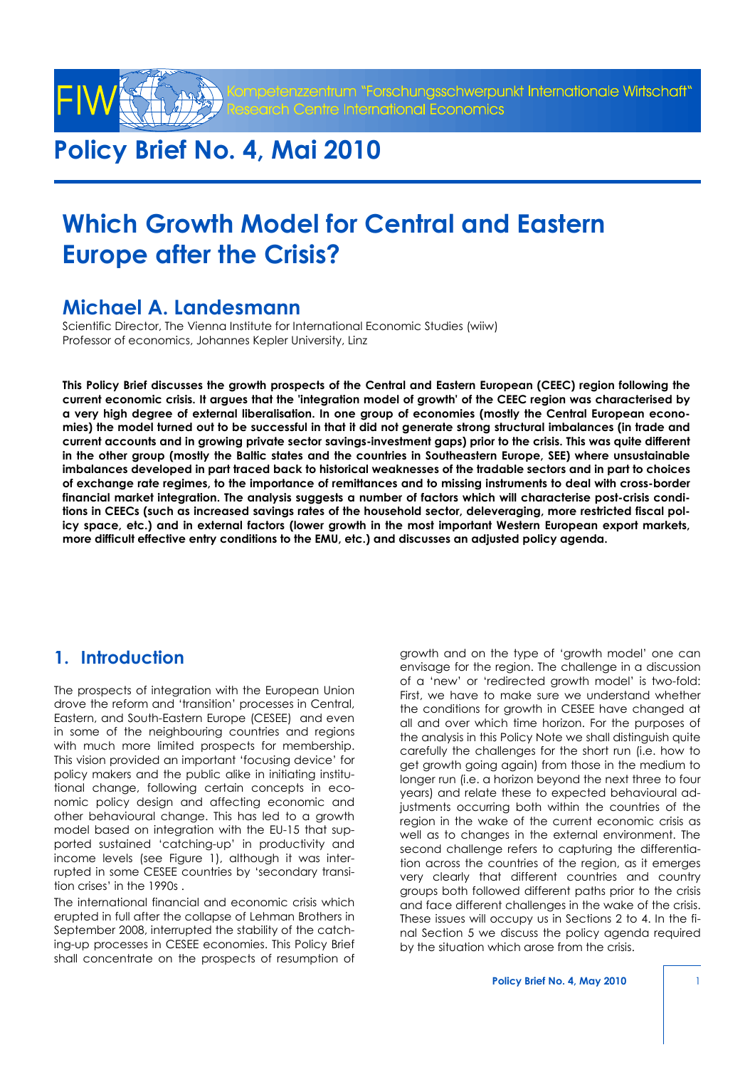Kompetenzzentrum "Forschungsschwerpunkt Internationale Wirtschaft"
Research Centre International Economics

# Policy Brief No. 4, Mai 2010

# Which Growth Model for Central and Eastern Europe after the Crisis?

## Michael A. Landesmann

Scientific Director, The Vienna Institute for International Economic Studies (wiiw)
Professor of economics, Johannes Kepler University, Linz

**This Policy Brief discusses the growth prospects of the Central and Eastern European (CEEC) region following the current economic crisis. It argues that the 'integration model of growth' of the CEEC region was characterised by a very high degree of external liberalisation. In one group of economies (mostly the Central European economies) the model turned out to be successful in that it did not generate strong structural imbalances (in trade and current accounts and in growing private sector savings-investment gaps) prior to the crisis. This was quite different in the other group (mostly the Baltic states and the countries in Southeastern Europe, SEE) where unsustainable imbalances developed in part traced back to historical weaknesses of the tradable sectors and in part to choices of exchange rate regimes, to the importance of remittances and to missing instruments to deal with cross-border financial market integration. The analysis suggests a number of factors which will characterise post-crisis conditions in CEECs (such as increased savings rates of the household sector, deleveraging, more restricted fiscal policy space, etc.) and in external factors (lower growth in the most important Western European export markets, more difficult effective entry conditions to the EMU, etc.) and discusses an adjusted policy agenda.**

## 1. Introduction

The prospects of integration with the European Union drove the reform and 'transition' processes in Central, Eastern, and South-Eastern Europe (CESEE) and even in some of the neighbouring countries and regions with much more limited prospects for membership. This vision provided an important 'focusing device' for policy makers and the public alike in initiating institutional change, following certain concepts in economic policy design and affecting economic and other behavioural change. This has led to a growth model based on integration with the EU-15 that supported sustained 'catching-up' in productivity and income levels (see Figure 1), although it was interrupted in some CESEE countries by 'secondary transition crises' in the 1990s .

The international financial and economic crisis which erupted in full after the collapse of Lehman Brothers in September 2008, interrupted the stability of the catching-up processes in CESEE economies. This Policy Brief shall concentrate on the prospects of resumption of growth and on the type of 'growth model' one can envisage for the region. The challenge in a discussion of a 'new' or 'redirected growth model' is two-fold: First, we have to make sure we understand whether the conditions for growth in CESEE have changed at all and over which time horizon. For the purposes of the analysis in this Policy Note we shall distinguish quite carefully the challenges for the short run (i.e. how to get growth going again) from those in the medium to longer run (i.e. a horizon beyond the next three to four years) and relate these to expected behavioural adjustments occurring both within the countries of the region in the wake of the current economic crisis as well as to changes in the external environment. The second challenge refers to capturing the differentiation across the countries of the region, as it emerges very clearly that different countries and country groups both followed different paths prior to the crisis and face different challenges in the wake of the crisis. These issues will occupy us in Sections 2 to 4. In the final Section 5 we discuss the policy agenda required by the situation which arose from the crisis.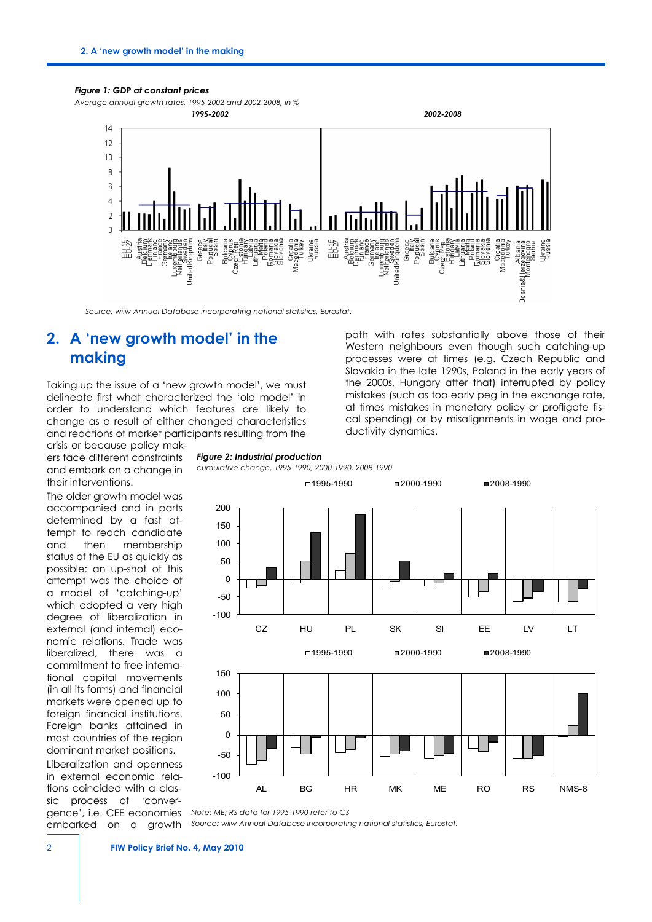**Figure 1: GDP at constant prices**

*Average annual growth rates, 1995-2002 and 2002-2008, in %*

Source: wiiw Annual Database incorporating national statistics, Eurostat.

## 2. A 'new growth model' in the making

Taking up the issue of a 'new growth model', we must delineate first what characterized the 'old model' in order to understand which features are likely to change as a result of either changed characteristics and reactions of market participants resulting from the crisis or because policy makers face different constraints and embark on a change in their interventions.

The older growth model was accompanied and in parts determined by a fast attempt to reach candidate and then membership status of the EU as quickly as possible: an up-shot of this attempt was the choice of a model of 'catching-up' which adopted a very high degree of liberalization in external (and internal) economic relations. Trade was liberalized, there was a commitment to free international capital movements (in all its forms) and financial markets were opened up to foreign financial institutions. Foreign banks attained in most countries of the region dominant market positions.

Liberalization and openness in external economic relations coincided with a classic process of 'convergence', i.e. CEE economies embarked on a growth path with rates substantially above those of their Western neighbours even though such catching-up processes were at times (e.g. Czech Republic and Slovakia in the late 1990s, Poland in the early years of the 2000s, Hungary after that) interrupted by policy mistakes (such as too early peg in the exchange rate, at times mistakes in monetary policy or profligate fiscal spending) or by misalignments in wage and productivity dynamics.

**Figure 2: Industrial production**

*cumulative change, 1995-1990, 2000-1990, 2008-1990*

Note: ME; RS data for 1995-1990 refer to CS

Source: wiiw Annual Database incorporating national statistics, Eurostat.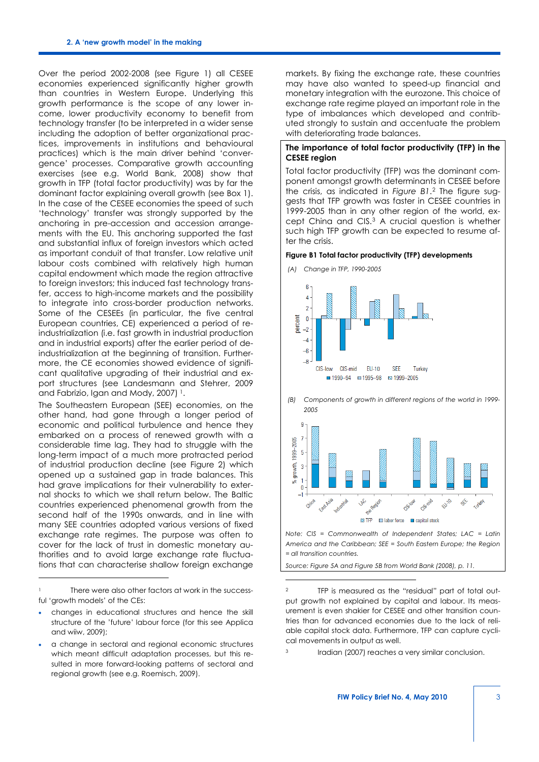Over the period 2002-2008 (see Figure 1) all CESEE economies experienced significantly higher growth than countries in Western Europe. Underlying this growth performance is the scope of any lower income, lower productivity economy to benefit from technology transfer (to be interpreted in a wider sense including the adoption of better organizational practices, improvements in institutions and behavioural practices) which is the main driver behind 'convergence' processes. Comparative growth accounting exercises (see e.g. World Bank, 2008) show that growth in TFP (total factor productivity) was by far the dominant factor explaining overall growth (see Box 1). In the case of the CESEE economies the speed of such 'technology' transfer was strongly supported by the anchoring in pre-accession and accession arrangements with the EU. This anchoring supported the fast and substantial influx of foreign investors which acted as important conduit of that transfer. Low relative unit labour costs combined with relatively high human capital endowment which made the region attractive to foreign investors; this induced fast technology transfer, access to high-income markets and the possibility to integrate into cross-border production networks. Some of the CESEEs (in particular, the five central European countries, CE) experienced a period of re-industrialization (i.e. fast growth in industrial production and in industrial exports) after the earlier period of de-industrialization at the beginning of transition. Furthermore, the CE economies showed evidence of significant qualitative upgrading of their industrial and export structures (see Landesmann and Stehrer, 2009 and Fabrizio, Igan and Mody, 2007) [1].

The Southeastern European (SEE) economies, on the other hand, had gone through a longer period of economic and political turbulence and hence they embarked on a process of renewed growth with a considerable time lag. They had to struggle with the long-term impact of a much more protracted period of industrial production decline (see Figure 2) which opened up a sustained gap in trade balances. This had grave implications for their vulnerability to external shocks to which we shall return below. The Baltic countries experienced phenomenal growth from the second half of the 1990s onwards, and in line with many SEE countries adopted various versions of fixed exchange rate regimes. The purpose was often to cover for the lack of trust in domestic monetary authorities and to avoid large exchange rate fluctuations that can characterise shallow foreign exchange markets. By fixing the exchange rate, these countries may have also wanted to speed-up financial and monetary integration with the eurozone. This choice of exchange rate regime played an important role in the type of imbalances which developed and contributed strongly to sustain and accentuate the problem with deteriorating trade balances.

### The importance of total factor productivity (TFP) in the CESEE region

Total factor productivity (TFP) was the dominant component amongst growth determinants in CESEE before the crisis, as indicated in *Figure B1*.[2] The figure suggests that TFP growth was faster in CESEE countries in 1999-2005 than in any other region of the world, except China and CIS.[3] A crucial question is whether such high TFP growth can be expected to resume after the crisis.

**Figure B1 Total factor productivity (TFP) developments**

*(A) Change in TFP, 1990-2005*

*(B) Components of growth in different regions of the world in 1999-2005*

*Note: CIS = Commonwealth of Independent States; LAC = Latin America and the Caribbean; SEE = South Eastern Europe; the Region = all transition countries.*

*Source: Figure 5A and Figure 5B from World Bank (2008), p. 11.*

---

[1] There were also other factors at work in the successful 'growth models' of the CEs:

- changes in educational structures and hence the skill structure of the 'future' labour force (for this see Applica and wiiw, 2009);
- a change in sectoral and regional economic structures which meant difficult adaptation processes, but this resulted in more forward-looking patterns of sectoral and regional growth (see e.g. Roemisch, 2009).

[2] TFP is measured as the "residual" part of total output growth not explained by capital and labour. Its measurement is even shakier for CESEE and other transition countries than for advanced economies due to the lack of reliable capital stock data. Furthermore, TFP can capture cyclical movements in output as well.

[3] Iradian (2007) reaches a very similar conclusion.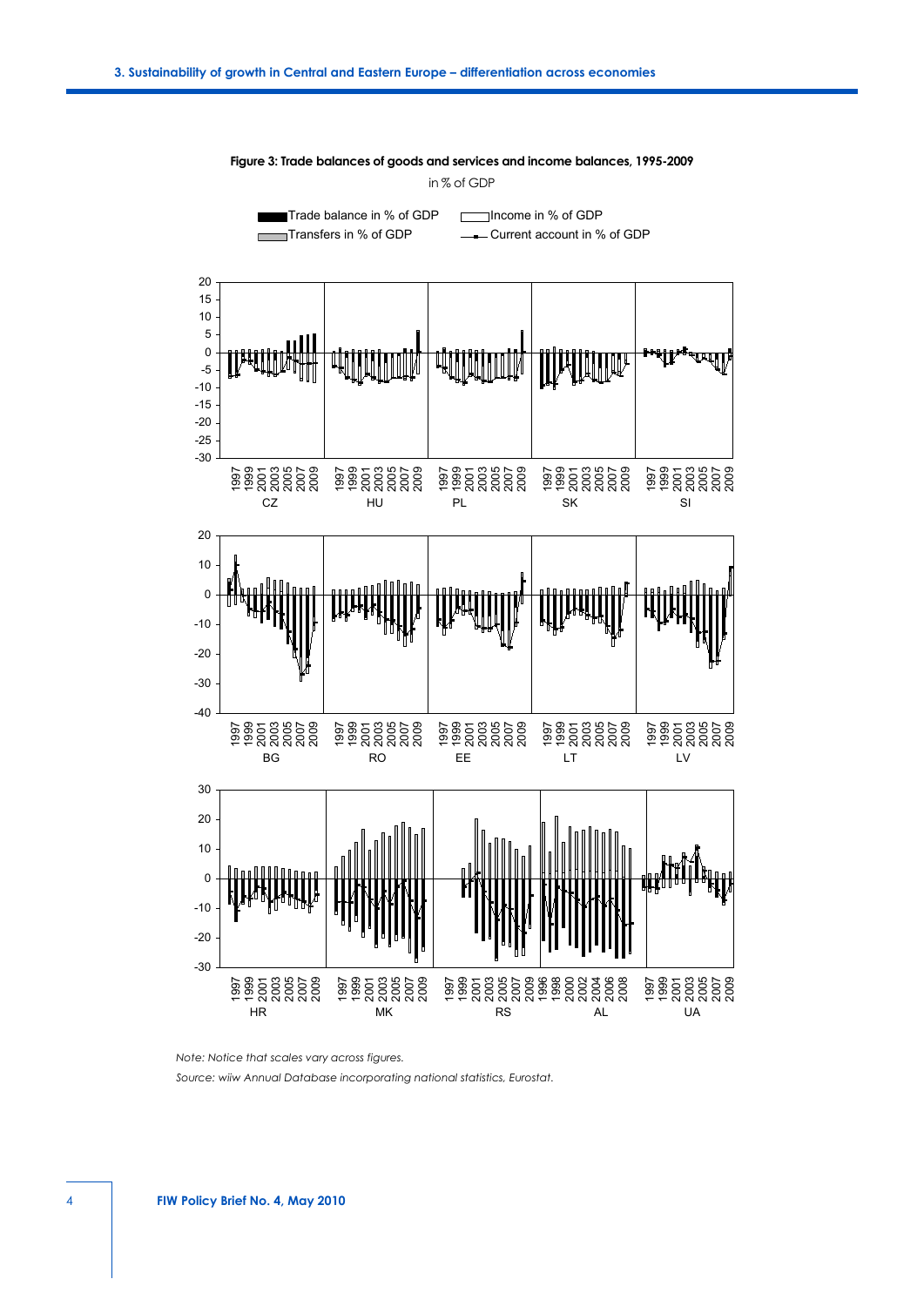**Figure 3: Trade balances of goods and services and income balances, 1995-2009**

in % of GDP

*Note: Notice that scales vary across figures.*

*Source: wiiw Annual Database incorporating national statistics, Eurostat.*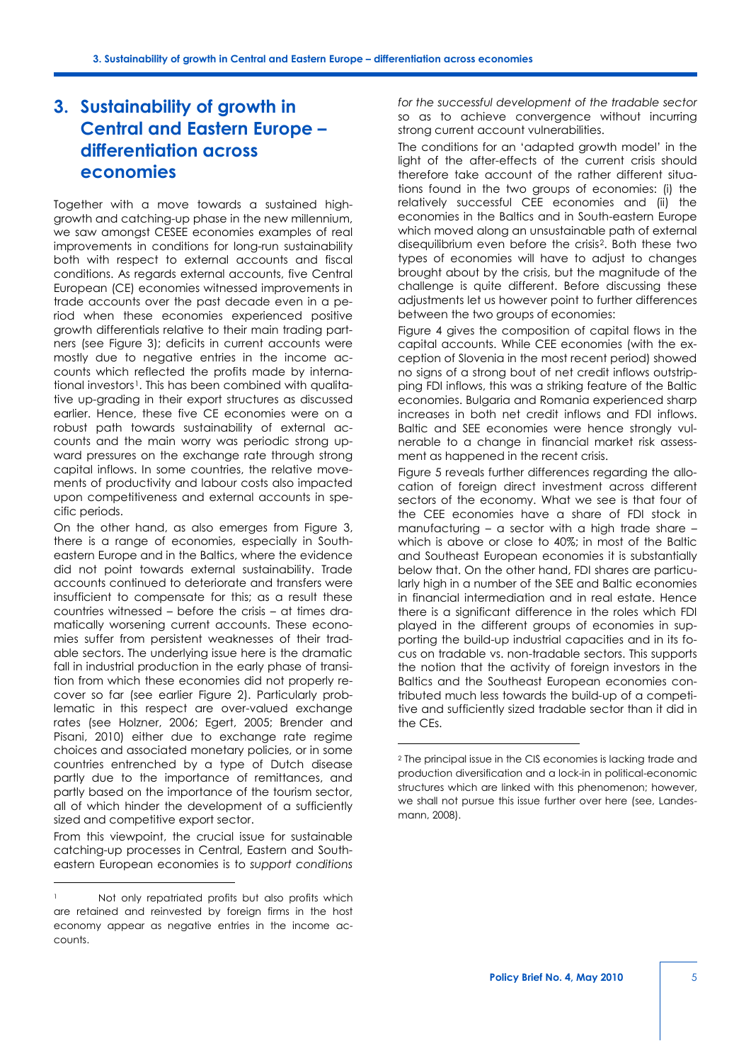## 3. Sustainability of growth in Central and Eastern Europe – differentiation across economies

Together with a move towards a sustained high-growth and catching-up phase in the new millennium, we saw amongst CESEE economies examples of real improvements in conditions for long-run sustainability both with respect to external accounts and fiscal conditions. As regards external accounts, five Central European (CE) economies witnessed improvements in trade accounts over the past decade even in a period when these economies experienced positive growth differentials relative to their main trading partners (see Figure 3); deficits in current accounts were mostly due to negative entries in the income accounts which reflected the profits made by international investors[1]. This has been combined with qualitative up-grading in their export structures as discussed earlier. Hence, these five CE economies were on a robust path towards sustainability of external accounts and the main worry was periodic strong upward pressures on the exchange rate through strong capital inflows. In some countries, the relative movements of productivity and labour costs also impacted upon competitiveness and external accounts in specific periods.

On the other hand, as also emerges from Figure 3, there is a range of economies, especially in Southeastern Europe and in the Baltics, where the evidence did not point towards external sustainability. Trade accounts continued to deteriorate and transfers were insufficient to compensate for this; as a result these countries witnessed – before the crisis – at times dramatically worsening current accounts. These economies suffer from persistent weaknesses of their tradable sectors. The underlying issue here is the dramatic fall in industrial production in the early phase of transition from which these economies did not properly recover so far (see earlier Figure 2). Particularly problematic in this respect are over-valued exchange rates (see Holzner, 2006; Egert, 2005; Brender and Pisani, 2010) either due to exchange rate regime choices and associated monetary policies, or in some countries entrenched by a type of Dutch disease partly due to the importance of remittances, and partly based on the importance of the tourism sector, all of which hinder the development of a sufficiently sized and competitive export sector.

From this viewpoint, the crucial issue for sustainable catching-up processes in Central, Eastern and Southeastern European economies is to *support conditions for the successful development of the tradable sector* so as to achieve convergence without incurring strong current account vulnerabilities.

The conditions for an 'adapted growth model' in the light of the after-effects of the current crisis should therefore take account of the rather different situations found in the two groups of economies: (i) the relatively successful CEE economies and (ii) the economies in the Baltics and in South-eastern Europe which moved along an unsustainable path of external disequilibrium even before the crisis[2]. Both these two types of economies will have to adjust to changes brought about by the crisis, but the magnitude of the challenge is quite different. Before discussing these adjustments let us however point to further differences between the two groups of economies:

Figure 4 gives the composition of capital flows in the capital accounts. While CEE economies (with the exception of Slovenia in the most recent period) showed no signs of a strong bout of net credit inflows outstripping FDI inflows, this was a striking feature of the Baltic economies. Bulgaria and Romania experienced sharp increases in both net credit inflows and FDI inflows. Baltic and SEE economies were hence strongly vulnerable to a change in financial market risk assessment as happened in the recent crisis.

Figure 5 reveals further differences regarding the allocation of foreign direct investment across different sectors of the economy. What we see is that four of the CEE economies have a share of FDI stock in manufacturing – a sector with a high trade share – which is above or close to 40%; in most of the Baltic and Southeast European economies it is substantially below that. On the other hand, FDI shares are particularly high in a number of the SEE and Baltic economies in financial intermediation and in real estate. Hence there is a significant difference in the roles which FDI played in the different groups of economies in supporting the build-up industrial capacities and in its focus on tradable vs. non-tradable sectors. This supports the notion that the activity of foreign investors in the Baltics and the Southeast European economies contributed much less towards the build-up of a competitive and sufficiently sized tradable sector than it did in the CEs.

---

[1] Not only repatriated profits but also profits which are retained and reinvested by foreign firms in the host economy appear as negative entries in the income accounts.

[2] The principal issue in the CIS economies is lacking trade and production diversification and a lock-in in political-economic structures which are linked with this phenomenon; however, we shall not pursue this issue further over here (see, Landesmann, 2008).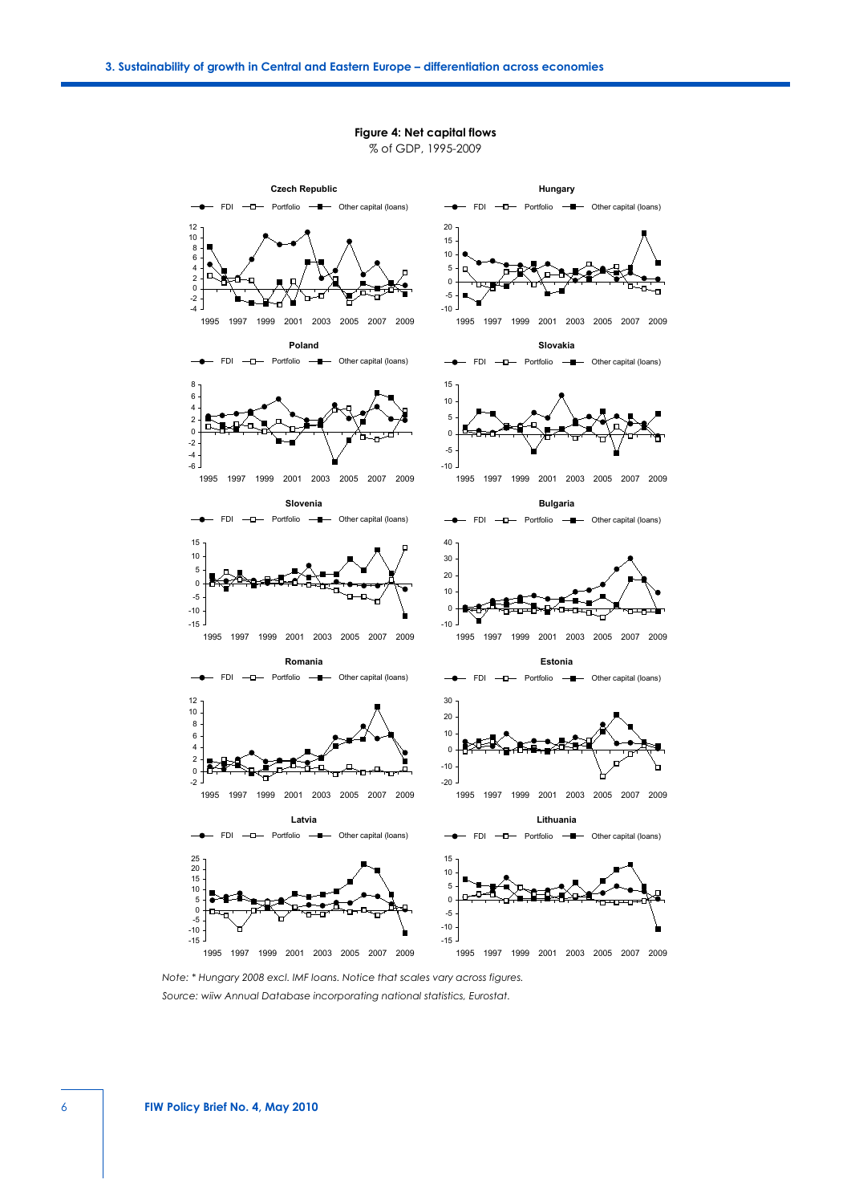**Figure 4: Net capital flows**

% of GDP, 1995-2009

*Note: \* Hungary 2008 excl. IMF loans. Notice that scales vary across figures.*

*Source: wiiw Annual Database incorporating national statistics, Eurostat.*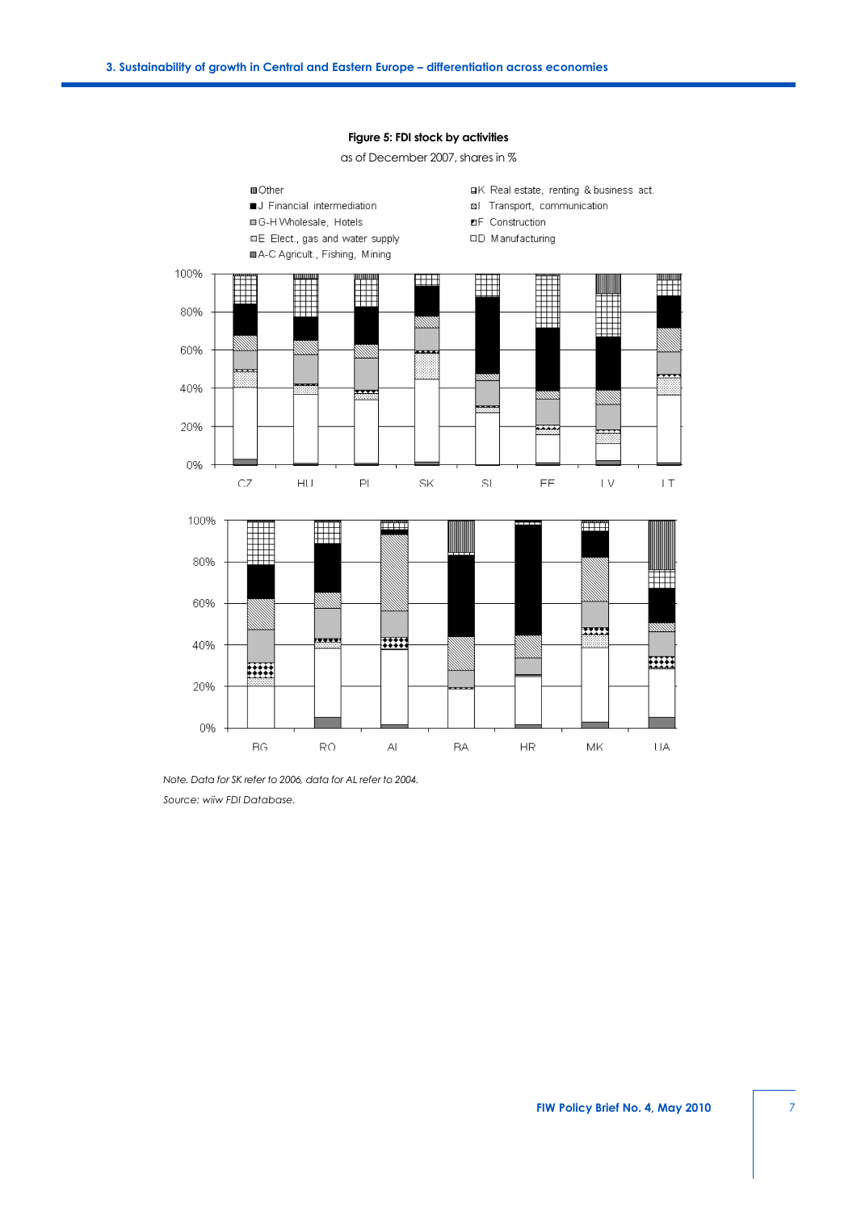**Figure 5: FDI stock by activities**

as of December 2007, shares in %

*Note. Data for SK refer to 2006, data for AL refer to 2004.*

*Source: wiiw FDI Database.*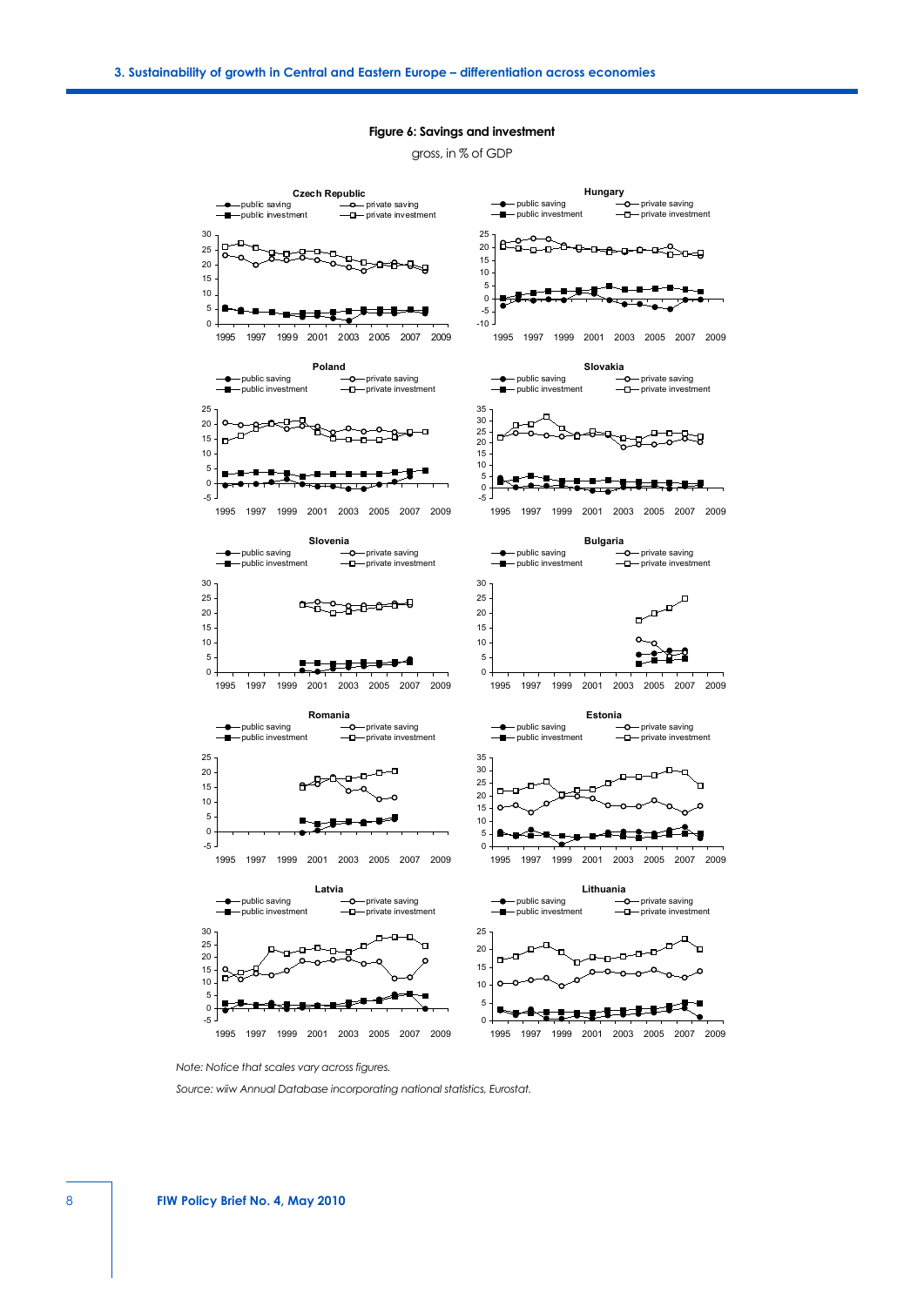**Figure 6: Savings and investment**

gross, in % of GDP

*Note: Notice that scales vary across figures.*

*Source: wiiw Annual Database incorporating national statistics, Eurostat.*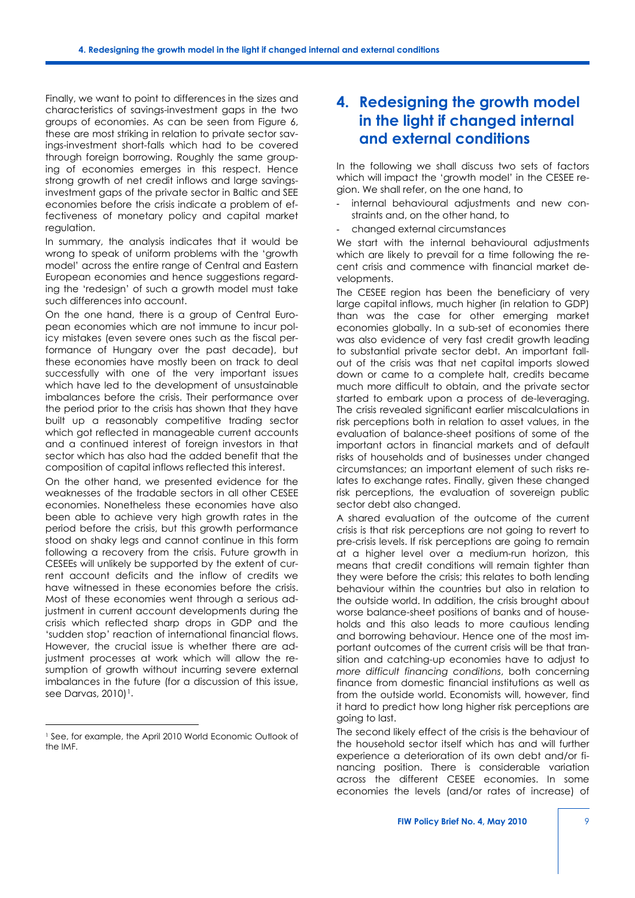Finally, we want to point to differences in the sizes and characteristics of savings-investment gaps in the two groups of economies. As can be seen from Figure 6, these are most striking in relation to private sector savings-investment short-falls which had to be covered through foreign borrowing. Roughly the same grouping of economies emerges in this respect. Hence strong growth of net credit inflows and large savings-investment gaps of the private sector in Baltic and SEE economies before the crisis indicate a problem of effectiveness of monetary policy and capital market regulation.

In summary, the analysis indicates that it would be wrong to speak of uniform problems with the 'growth model' across the entire range of Central and Eastern European economies and hence suggestions regarding the 'redesign' of such a growth model must take such differences into account.

On the one hand, there is a group of Central European economies which are not immune to incur policy mistakes (even severe ones such as the fiscal performance of Hungary over the past decade), but these economies have mostly been on track to deal successfully with one of the very important issues which have led to the development of unsustainable imbalances before the crisis. Their performance over the period prior to the crisis has shown that they have built up a reasonably competitive trading sector which got reflected in manageable current accounts and a continued interest of foreign investors in that sector which has also had the added benefit that the composition of capital inflows reflected this interest.

On the other hand, we presented evidence for the weaknesses of the tradable sectors in all other CESEE economies. Nonetheless these economies have also been able to achieve very high growth rates in the period before the crisis, but this growth performance stood on shaky legs and cannot continue in this form following a recovery from the crisis. Future growth in CESEEs will unlikely be supported by the extent of current account deficits and the inflow of credits we have witnessed in these economies before the crisis. Most of these economies went through a serious adjustment in current account developments during the crisis which reflected sharp drops in GDP and the 'sudden stop' reaction of international financial flows. However, the crucial issue is whether there are adjustment processes at work which will allow the resumption of growth without incurring severe external imbalances in the future (for a discussion of this issue, see Darvas, 2010)[1].

[1] See, for example, the April 2010 World Economic Outlook of the IMF.

## 4. Redesigning the growth model in the light if changed internal and external conditions

In the following we shall discuss two sets of factors which will impact the 'growth model' in the CESEE region. We shall refer, on the one hand, to

- internal behavioural adjustments and new constraints and, on the other hand, to
- changed external circumstances

We start with the internal behavioural adjustments which are likely to prevail for a time following the recent crisis and commence with financial market developments.

The CESEE region has been the beneficiary of very large capital inflows, much higher (in relation to GDP) than was the case for other emerging market economies globally. In a sub-set of economies there was also evidence of very fast credit growth leading to substantial private sector debt. An important fallout of the crisis was that net capital imports slowed down or came to a complete halt, credits became much more difficult to obtain, and the private sector started to embark upon a process of de-leveraging. The crisis revealed significant earlier miscalculations in risk perceptions both in relation to asset values, in the evaluation of balance-sheet positions of some of the important actors in financial markets and of default risks of households and of businesses under changed circumstances; an important element of such risks relates to exchange rates. Finally, given these changed risk perceptions, the evaluation of sovereign public sector debt also changed.

A shared evaluation of the outcome of the current crisis is that risk perceptions are not going to revert to pre-crisis levels. If risk perceptions are going to remain at a higher level over a medium-run horizon, this means that credit conditions will remain tighter than they were before the crisis; this relates to both lending behaviour within the countries but also in relation to the outside world. In addition, the crisis brought about worse balance-sheet positions of banks and of households and this also leads to more cautious lending and borrowing behaviour. Hence one of the most important outcomes of the current crisis will be that transition and catching-up economies have to adjust to *more difficult financing conditions*, both concerning finance from domestic financial institutions as well as from the outside world. Economists will, however, find it hard to predict how long higher risk perceptions are going to last.

The second likely effect of the crisis is the behaviour of the household sector itself which has and will further experience a deterioration of its own debt and/or financing position. There is considerable variation across the different CESEE economies. In some economies the levels (and/or rates of increase) of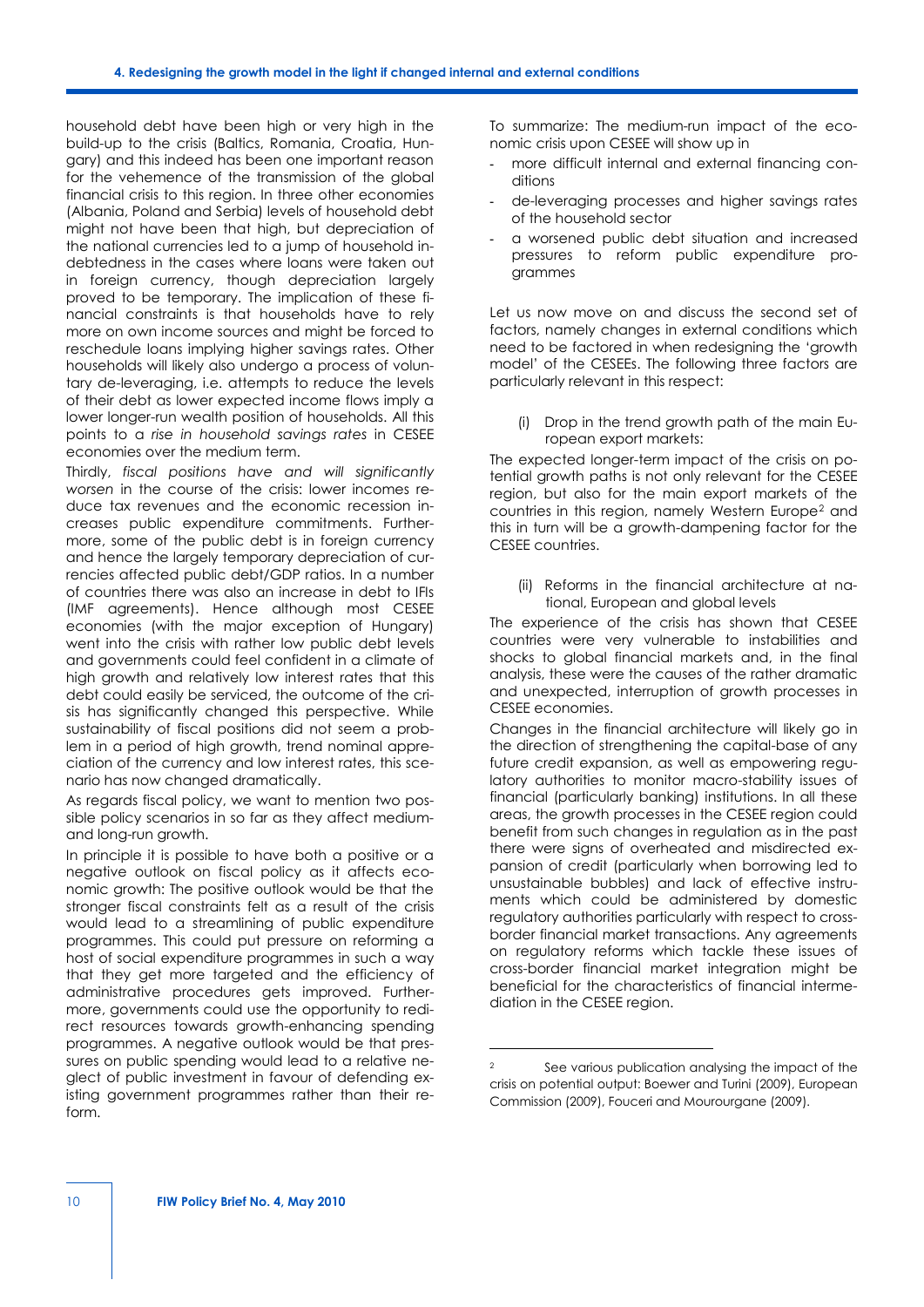household debt have been high or very high in the build-up to the crisis (Baltics, Romania, Croatia, Hungary) and this indeed has been one important reason for the vehemence of the transmission of the global financial crisis to this region. In three other economies (Albania, Poland and Serbia) levels of household debt might not have been that high, but depreciation of the national currencies led to a jump of household indebtedness in the cases where loans were taken out in foreign currency, though depreciation largely proved to be temporary. The implication of these financial constraints is that households have to rely more on own income sources and might be forced to reschedule loans implying higher savings rates. Other households will likely also undergo a process of voluntary de-leveraging, i.e. attempts to reduce the levels of their debt as lower expected income flows imply a lower longer-run wealth position of households. All this points to a *rise in household savings rates* in CESEE economies over the medium term.

Thirdly, *fiscal positions have and will significantly worsen* in the course of the crisis: lower incomes reduce tax revenues and the economic recession increases public expenditure commitments. Furthermore, some of the public debt is in foreign currency and hence the largely temporary depreciation of currencies affected public debt/GDP ratios. In a number of countries there was also an increase in debt to IFIs (IMF agreements). Hence although most CESEE economies (with the major exception of Hungary) went into the crisis with rather low public debt levels and governments could feel confident in a climate of high growth and relatively low interest rates that this debt could easily be serviced, the outcome of the crisis has significantly changed this perspective. While sustainability of fiscal positions did not seem a problem in a period of high growth, trend nominal appreciation of the currency and low interest rates, this scenario has now changed dramatically.

As regards fiscal policy, we want to mention two possible policy scenarios in so far as they affect medium- and long-run growth.

In principle it is possible to have both a positive or a negative outlook on fiscal policy as it affects economic growth: The positive outlook would be that the stronger fiscal constraints felt as a result of the crisis would lead to a streamlining of public expenditure programmes. This could put pressure on reforming a host of social expenditure programmes in such a way that they get more targeted and the efficiency of administrative procedures gets improved. Furthermore, governments could use the opportunity to redirect resources towards growth-enhancing spending programmes. A negative outlook would be that pressures on public spending would lead to a relative neglect of public investment in favour of defending existing government programmes rather than their reform.

To summarize: The medium-run impact of the economic crisis upon CESEE will show up in

- more difficult internal and external financing conditions
- de-leveraging processes and higher savings rates of the household sector
- a worsened public debt situation and increased pressures to reform public expenditure programmes

Let us now move on and discuss the second set of factors, namely changes in external conditions which need to be factored in when redesigning the 'growth model' of the CESEEs. The following three factors are particularly relevant in this respect:

(i) Drop in the trend growth path of the main European export markets:

The expected longer-term impact of the crisis on potential growth paths is not only relevant for the CESEE region, but also for the main export markets of the countries in this region, namely Western Europe[2] and this in turn will be a growth-dampening factor for the CESEE countries.

(ii) Reforms in the financial architecture at national, European and global levels

The experience of the crisis has shown that CESEE countries were very vulnerable to instabilities and shocks to global financial markets and, in the final analysis, these were the causes of the rather dramatic and unexpected, interruption of growth processes in CESEE economies.

Changes in the financial architecture will likely go in the direction of strengthening the capital-base of any future credit expansion, as well as empowering regulatory authorities to monitor macro-stability issues of financial (particularly banking) institutions. In all these areas, the growth processes in the CESEE region could benefit from such changes in regulation as in the past there were signs of overheated and misdirected expansion of credit (particularly when borrowing led to unsustainable bubbles) and lack of effective instruments which could be administered by domestic regulatory authorities particularly with respect to cross-border financial market transactions. Any agreements on regulatory reforms which tackle these issues of cross-border financial market integration might be beneficial for the characteristics of financial intermediation in the CESEE region.

---

[2] See various publication analysing the impact of the crisis on potential output: Boewer and Turini (2009), European Commission (2009), Fouceri and Mourourgane (2009).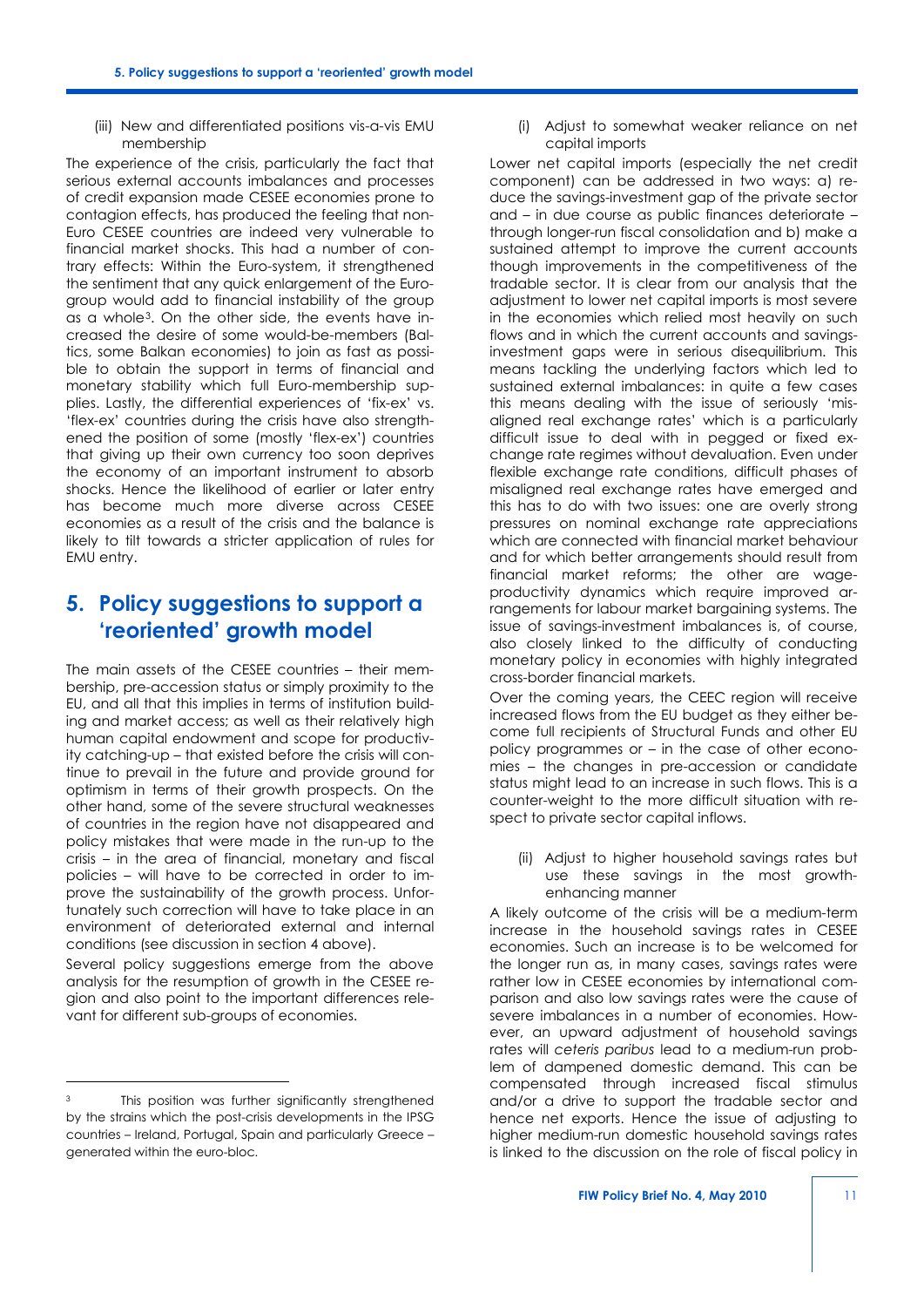(iii) New and differentiated positions vis-a-vis EMU membership

The experience of the crisis, particularly the fact that serious external accounts imbalances and processes of credit expansion made CESEE economies prone to contagion effects, has produced the feeling that non-Euro CESEE countries are indeed very vulnerable to financial market shocks. This had a number of contrary effects: Within the Euro-system, it strengthened the sentiment that any quick enlargement of the Euro-group would add to financial instability of the group as a whole[3]. On the other side, the events have increased the desire of some would-be-members (Baltics, some Balkan economies) to join as fast as possible to obtain the support in terms of financial and monetary stability which full Euro-membership supplies. Lastly, the differential experiences of 'fix-ex' vs. 'flex-ex' countries during the crisis have also strengthened the position of some (mostly 'flex-ex') countries that giving up their own currency too soon deprives the economy of an important instrument to absorb shocks. Hence the likelihood of earlier or later entry has become much more diverse across CESEE economies as a result of the crisis and the balance is likely to tilt towards a stricter application of rules for EMU entry.

## 5. Policy suggestions to support a 'reoriented' growth model

The main assets of the CESEE countries – their membership, pre-accession status or simply proximity to the EU, and all that this implies in terms of institution building and market access; as well as their relatively high human capital endowment and scope for productivity catching-up – that existed before the crisis will continue to prevail in the future and provide ground for optimism in terms of their growth prospects. On the other hand, some of the severe structural weaknesses of countries in the region have not disappeared and policy mistakes that were made in the run-up to the crisis – in the area of financial, monetary and fiscal policies – will have to be corrected in order to improve the sustainability of the growth process. Unfortunately such correction will have to take place in an environment of deteriorated external and internal conditions (see discussion in section 4 above).

Several policy suggestions emerge from the above analysis for the resumption of growth in the CESEE region and also point to the important differences relevant for different sub-groups of economies.

(i) Adjust to somewhat weaker reliance on net capital imports

Lower net capital imports (especially the net credit component) can be addressed in two ways: a) reduce the savings-investment gap of the private sector and – in due course as public finances deteriorate – through longer-run fiscal consolidation and b) make a sustained attempt to improve the current accounts though improvements in the competitiveness of the tradable sector. It is clear from our analysis that the adjustment to lower net capital imports is most severe in the economies which relied most heavily on such flows and in which the current accounts and savings-investment gaps were in serious disequilibrium. This means tackling the underlying factors which led to sustained external imbalances: in quite a few cases this means dealing with the issue of seriously 'misaligned real exchange rates' which is a particularly difficult issue to deal with in pegged or fixed exchange rate regimes without devaluation. Even under flexible exchange rate conditions, difficult phases of misaligned real exchange rates have emerged and this has to do with two issues: one are overly strong pressures on nominal exchange rate appreciations which are connected with financial market behaviour and for which better arrangements should result from financial market reforms; the other are wage-productivity dynamics which require improved arrangements for labour market bargaining systems. The issue of savings-investment imbalances is, of course, also closely linked to the difficulty of conducting monetary policy in economies with highly integrated cross-border financial markets.

Over the coming years, the CEEC region will receive increased flows from the EU budget as they either become full recipients of Structural Funds and other EU policy programmes or – in the case of other economies – the changes in pre-accession or candidate status might lead to an increase in such flows. This is a counter-weight to the more difficult situation with respect to private sector capital inflows.

(ii) Adjust to higher household savings rates but use these savings in the most growth-enhancing manner

A likely outcome of the crisis will be a medium-term increase in the household savings rates in CESEE economies. Such an increase is to be welcomed for the longer run as, in many cases, savings rates were rather low in CESEE economies by international comparison and also low savings rates were the cause of severe imbalances in a number of economies. However, an upward adjustment of household savings rates will *ceteris paribus* lead to a medium-run problem of dampened domestic demand. This can be compensated through increased fiscal stimulus and/or a drive to support the tradable sector and hence net exports. Hence the issue of adjusting to higher medium-run domestic household savings rates is linked to the discussion on the role of fiscal policy in

---

[3] This position was further significantly strengthened by the strains which the post-crisis developments in the IPSG countries – Ireland, Portugal, Spain and particularly Greece – generated within the euro-bloc.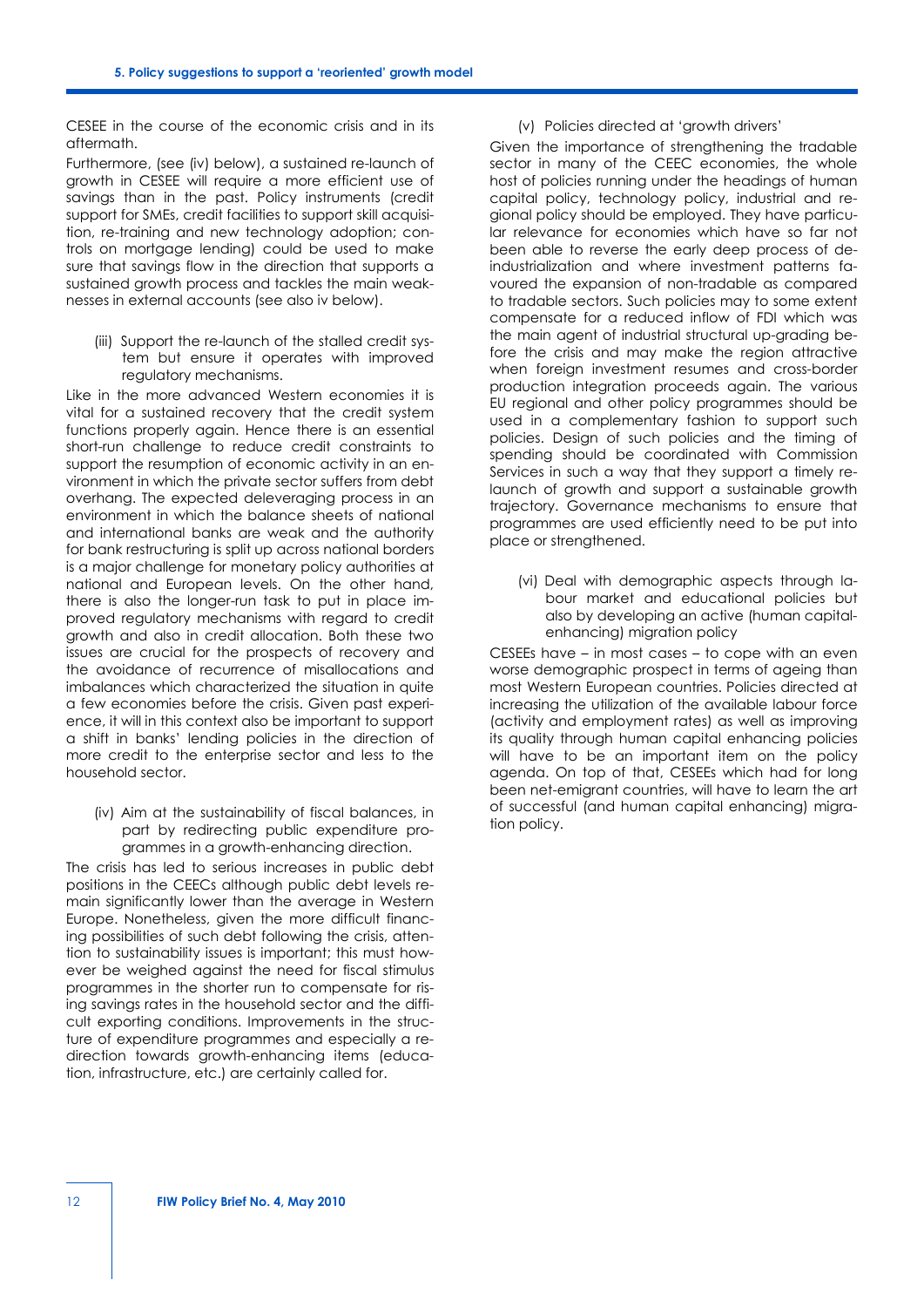CESEE in the course of the economic crisis and in its aftermath.

Furthermore, (see (iv) below), a sustained re-launch of growth in CESEE will require a more efficient use of savings than in the past. Policy instruments (credit support for SMEs, credit facilities to support skill acquisition, re-training and new technology adoption; controls on mortgage lending) could be used to make sure that savings flow in the direction that supports a sustained growth process and tackles the main weaknesses in external accounts (see also iv below).

(iii) Support the re-launch of the stalled credit system but ensure it operates with improved regulatory mechanisms.

Like in the more advanced Western economies it is vital for a sustained recovery that the credit system functions properly again. Hence there is an essential short-run challenge to reduce credit constraints to support the resumption of economic activity in an environment in which the private sector suffers from debt overhang. The expected deleveraging process in an environment in which the balance sheets of national and international banks are weak and the authority for bank restructuring is split up across national borders is a major challenge for monetary policy authorities at national and European levels. On the other hand, there is also the longer-run task to put in place improved regulatory mechanisms with regard to credit growth and also in credit allocation. Both these two issues are crucial for the prospects of recovery and the avoidance of recurrence of misallocations and imbalances which characterized the situation in quite a few economies before the crisis. Given past experience, it will in this context also be important to support a shift in banks' lending policies in the direction of more credit to the enterprise sector and less to the household sector.

(iv) Aim at the sustainability of fiscal balances, in part by redirecting public expenditure programmes in a growth-enhancing direction.

The crisis has led to serious increases in public debt positions in the CEECs although public debt levels remain significantly lower than the average in Western Europe. Nonetheless, given the more difficult financing possibilities of such debt following the crisis, attention to sustainability issues is important; this must however be weighed against the need for fiscal stimulus programmes in the shorter run to compensate for rising savings rates in the household sector and the difficult exporting conditions. Improvements in the structure of expenditure programmes and especially a redirection towards growth-enhancing items (education, infrastructure, etc.) are certainly called for.

(v) Policies directed at 'growth drivers'

Given the importance of strengthening the tradable sector in many of the CEEC economies, the whole host of policies running under the headings of human capital policy, technology policy, industrial and regional policy should be employed. They have particular relevance for economies which have so far not been able to reverse the early deep process of de-industrialization and where investment patterns favoured the expansion of non-tradable as compared to tradable sectors. Such policies may to some extent compensate for a reduced inflow of FDI which was the main agent of industrial structural up-grading before the crisis and may make the region attractive when foreign investment resumes and cross-border production integration proceeds again. The various EU regional and other policy programmes should be used in a complementary fashion to support such policies. Design of such policies and the timing of spending should be coordinated with Commission Services in such a way that they support a timely re-launch of growth and support a sustainable growth trajectory. Governance mechanisms to ensure that programmes are used efficiently need to be put into place or strengthened.

(vi) Deal with demographic aspects through labour market and educational policies but also by developing an active (human capital-enhancing) migration policy

CESEEs have – in most cases – to cope with an even worse demographic prospect in terms of ageing than most Western European countries. Policies directed at increasing the utilization of the available labour force (activity and employment rates) as well as improving its quality through human capital enhancing policies will have to be an important item on the policy agenda. On top of that, CESEEs which had for long been net-emigrant countries, will have to learn the art of successful (and human capital enhancing) migration policy.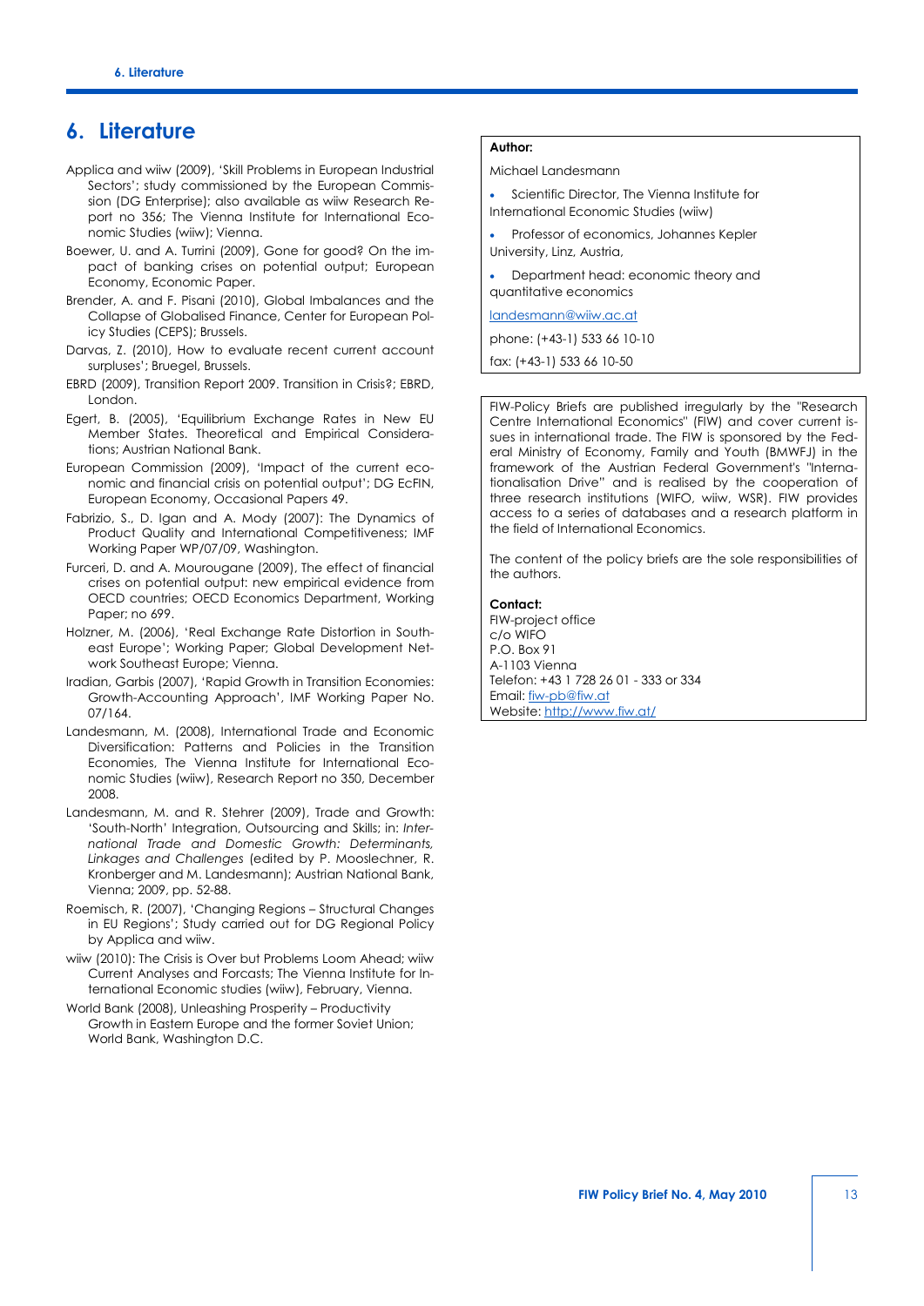# 6. Literature

Applica and wiiw (2009), 'Skill Problems in European Industrial Sectors'; study commissioned by the European Commission (DG Enterprise); also available as wiiw Research Report no 356; The Vienna Institute for International Economic Studies (wiiw); Vienna.

Boewer, U. and A. Turrini (2009), Gone for good? On the impact of banking crises on potential output; European Economy, Economic Paper.

Brender, A. and F. Pisani (2010), Global Imbalances and the Collapse of Globalised Finance, Center for European Policy Studies (CEPS); Brussels.

Darvas, Z. (2010), How to evaluate recent current account surpluses'; Bruegel, Brussels.

EBRD (2009), Transition Report 2009. Transition in Crisis?; EBRD, London.

Egert, B. (2005), 'Equilibrium Exchange Rates in New EU Member States. Theoretical and Empirical Considerations; Austrian National Bank.

European Commission (2009), 'Impact of the current economic and financial crisis on potential output'; DG EcFIN, European Economy, Occasional Papers 49.

Fabrizio, S., D. Igan and A. Mody (2007): The Dynamics of Product Quality and International Competitiveness; IMF Working Paper WP/07/09, Washington.

Furceri, D. and A. Mourougane (2009), The effect of financial crises on potential output: new empirical evidence from OECD countries; OECD Economics Department, Working Paper; no 699.

Holzner, M. (2006), 'Real Exchange Rate Distortion in Southeast Europe'; Working Paper; Global Development Network Southeast Europe; Vienna.

Iradian, Garbis (2007), 'Rapid Growth in Transition Economies: Growth-Accounting Approach', IMF Working Paper No. 07/164.

Landesmann, M. (2008), International Trade and Economic Diversification: Patterns and Policies in the Transition Economies, The Vienna Institute for International Economic Studies (wiiw), Research Report no 350, December 2008.

Landesmann, M. and R. Stehrer (2009), Trade and Growth: 'South-North' Integration, Outsourcing and Skills; in: *International Trade and Domestic Growth: Determinants, Linkages and Challenges* (edited by P. Mooslechner, R. Kronberger and M. Landesmann); Austrian National Bank, Vienna; 2009, pp. 52-88.

Roemisch, R. (2007), 'Changing Regions – Structural Changes in EU Regions'; Study carried out for DG Regional Policy by Applica and wiiw.

wiiw (2010): The Crisis is Over but Problems Loom Ahead; wiiw Current Analyses and Forcasts; The Vienna Institute for International Economic studies (wiiw), February, Vienna.

World Bank (2008), Unleashing Prosperity – Productivity Growth in Eastern Europe and the former Soviet Union; World Bank, Washington D.C.

**Author:**

Michael Landesmann

- Scientific Director, The Vienna Institute for International Economic Studies (wiiw)
- Professor of economics, Johannes Kepler University, Linz, Austria,
- Department head: economic theory and quantitative economics

landesmann@wiiw.ac.at

phone: (+43-1) 533 66 10-10

fax: (+43-1) 533 66 10-50

FIW-Policy Briefs are published irregularly by the "Research Centre International Economics" (FIW) and cover current issues in international trade. The FIW is sponsored by the Federal Ministry of Economy, Family and Youth (BMWFJ) in the framework of the Austrian Federal Government's "Internationalisation Drive" and is realised by the cooperation of three research institutions (WIFO, wiiw, WSR). FIW provides access to a series of databases and a research platform in the field of International Economics.

The content of the policy briefs are the sole responsibilities of the authors.

**Contact:**
FIW-project office
c/o WIFO
P.O. Box 91
A-1103 Vienna
Telefon: +43 1 728 26 01 - 333 or 334
Email: fiw-pb@fiw.at
Website: http://www.fiw.at/